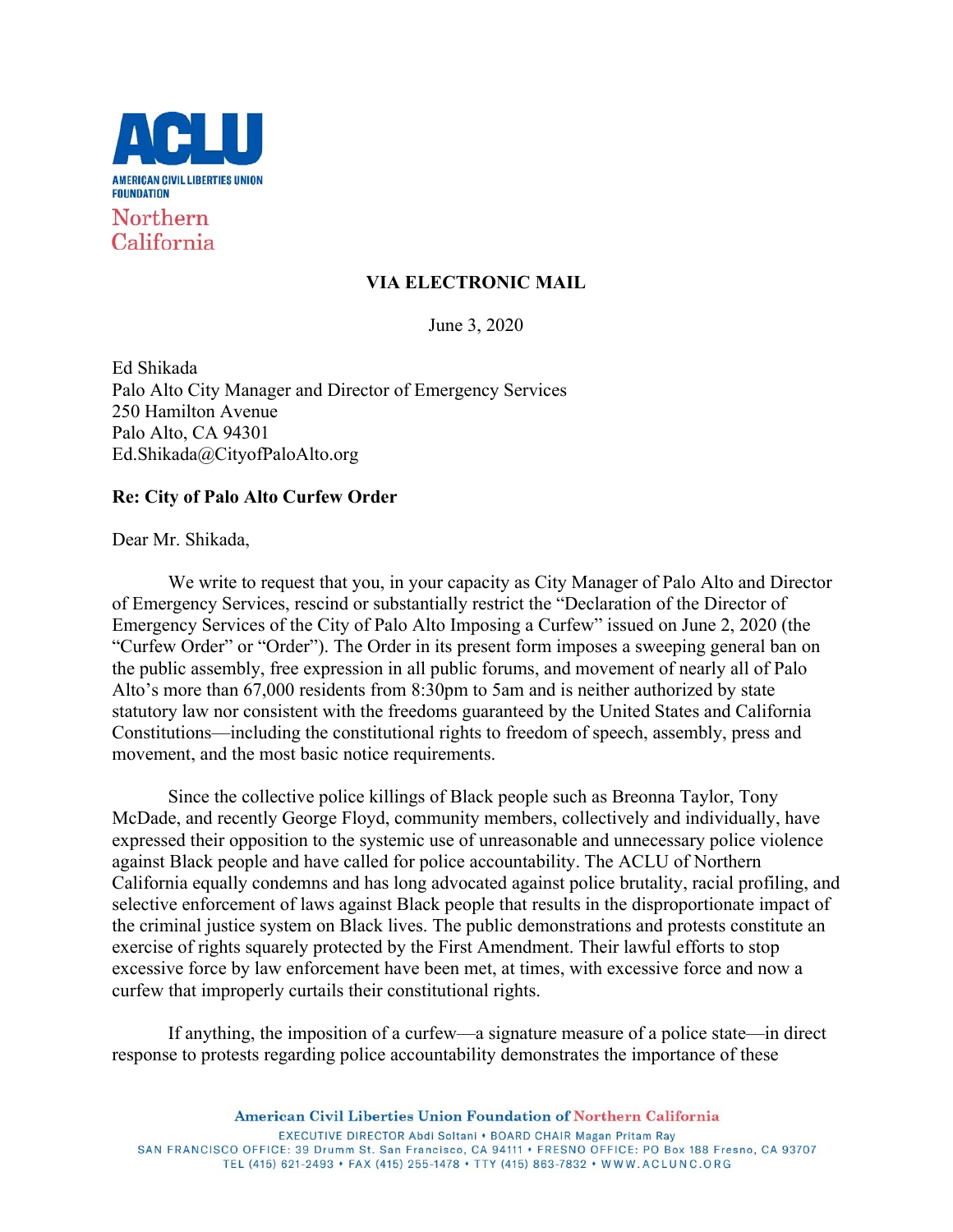**VIA ELECTRONIC MAIL**

June 3, 2020

Ed Shikada
Palo Alto City Manager and Director of Emergency Services
250 Hamilton Avenue
Palo Alto, CA 94301
Ed.Shikada@CityofPaloAlto.org

**Re: City of Palo Alto Curfew Order**

Dear Mr. Shikada,

We write to request that you, in your capacity as City Manager of Palo Alto and Director of Emergency Services, rescind or substantially restrict the "Declaration of the Director of Emergency Services of the City of Palo Alto Imposing a Curfew" issued on June 2, 2020 (the "Curfew Order" or "Order"). The Order in its present form imposes a sweeping general ban on the public assembly, free expression in all public forums, and movement of nearly all of Palo Alto's more than 67,000 residents from 8:30pm to 5am and is neither authorized by state statutory law nor consistent with the freedoms guaranteed by the United States and California Constitutions—including the constitutional rights to freedom of speech, assembly, press and movement, and the most basic notice requirements.

Since the collective police killings of Black people such as Breonna Taylor, Tony McDade, and recently George Floyd, community members, collectively and individually, have expressed their opposition to the systemic use of unreasonable and unnecessary police violence against Black people and have called for police accountability. The ACLU of Northern California equally condemns and has long advocated against police brutality, racial profiling, and selective enforcement of laws against Black people that results in the disproportionate impact of the criminal justice system on Black lives. The public demonstrations and protests constitute an exercise of rights squarely protected by the First Amendment. Their lawful efforts to stop excessive force by law enforcement have been met, at times, with excessive force and now a curfew that improperly curtails their constitutional rights.

If anything, the imposition of a curfew—a signature measure of a police state—in direct response to protests regarding police accountability demonstrates the importance of these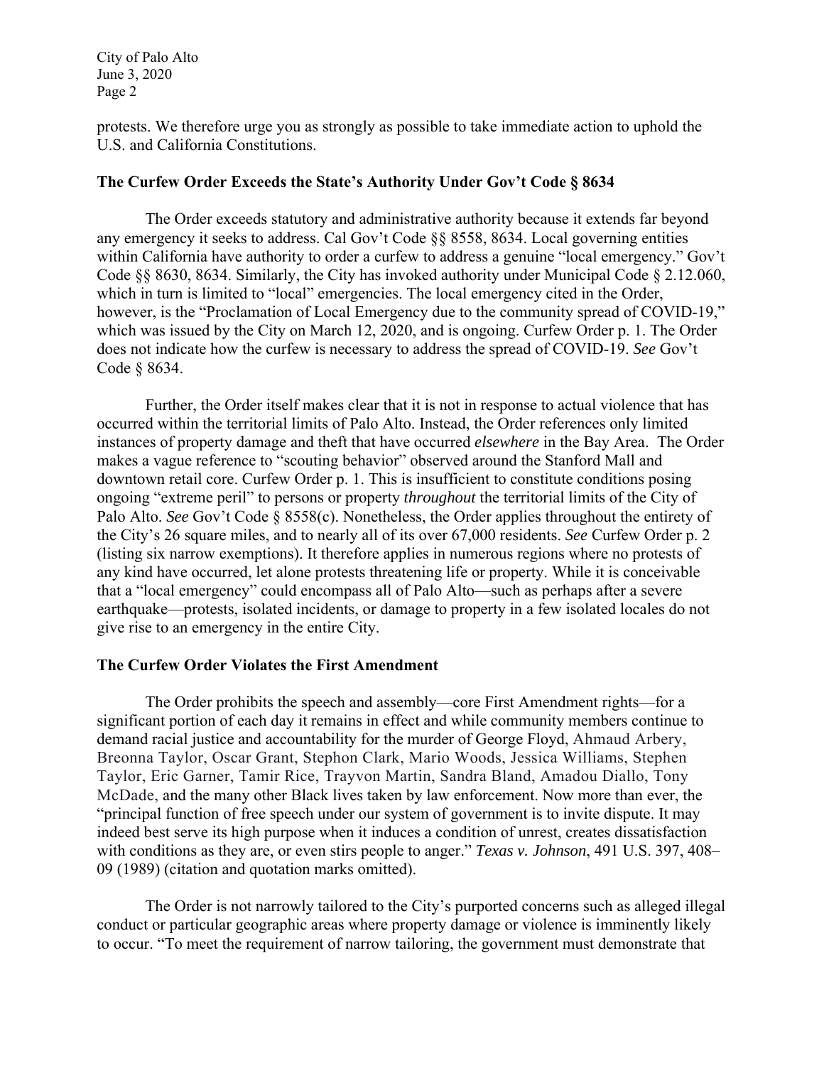protests. We therefore urge you as strongly as possible to take immediate action to uphold the U.S. and California Constitutions.

**The Curfew Order Exceeds the State's Authority Under Gov't Code § 8634**

The Order exceeds statutory and administrative authority because it extends far beyond any emergency it seeks to address. Cal Gov't Code §§ 8558, 8634. Local governing entities within California have authority to order a curfew to address a genuine "local emergency." Gov't Code §§ 8630, 8634. Similarly, the City has invoked authority under Municipal Code § 2.12.060, which in turn is limited to "local" emergencies. The local emergency cited in the Order, however, is the "Proclamation of Local Emergency due to the community spread of COVID-19," which was issued by the City on March 12, 2020, and is ongoing. Curfew Order p. 1. The Order does not indicate how the curfew is necessary to address the spread of COVID-19. *See* Gov't Code § 8634.

Further, the Order itself makes clear that it is not in response to actual violence that has occurred within the territorial limits of Palo Alto. Instead, the Order references only limited instances of property damage and theft that have occurred *elsewhere* in the Bay Area. The Order makes a vague reference to "scouting behavior" observed around the Stanford Mall and downtown retail core. Curfew Order p. 1. This is insufficient to constitute conditions posing ongoing "extreme peril" to persons or property *throughout* the territorial limits of the City of Palo Alto. *See* Gov't Code § 8558(c). Nonetheless, the Order applies throughout the entirety of the City's 26 square miles, and to nearly all of its over 67,000 residents. *See* Curfew Order p. 2 (listing six narrow exemptions). It therefore applies in numerous regions where no protests of any kind have occurred, let alone protests threatening life or property. While it is conceivable that a "local emergency" could encompass all of Palo Alto—such as perhaps after a severe earthquake—protests, isolated incidents, or damage to property in a few isolated locales do not give rise to an emergency in the entire City.

**The Curfew Order Violates the First Amendment**

The Order prohibits the speech and assembly—core First Amendment rights—for a significant portion of each day it remains in effect and while community members continue to demand racial justice and accountability for the murder of George Floyd, Ahmaud Arbery, Breonna Taylor, Oscar Grant, Stephon Clark, Mario Woods, Jessica Williams, Stephen Taylor, Eric Garner, Tamir Rice, Trayvon Martin, Sandra Bland, Amadou Diallo, Tony McDade, and the many other Black lives taken by law enforcement. Now more than ever, the "principal function of free speech under our system of government is to invite dispute. It may indeed best serve its high purpose when it induces a condition of unrest, creates dissatisfaction with conditions as they are, or even stirs people to anger." *Texas v. Johnson*, 491 U.S. 397, 408–09 (1989) (citation and quotation marks omitted).

The Order is not narrowly tailored to the City's purported concerns such as alleged illegal conduct or particular geographic areas where property damage or violence is imminently likely to occur. "To meet the requirement of narrow tailoring, the government must demonstrate that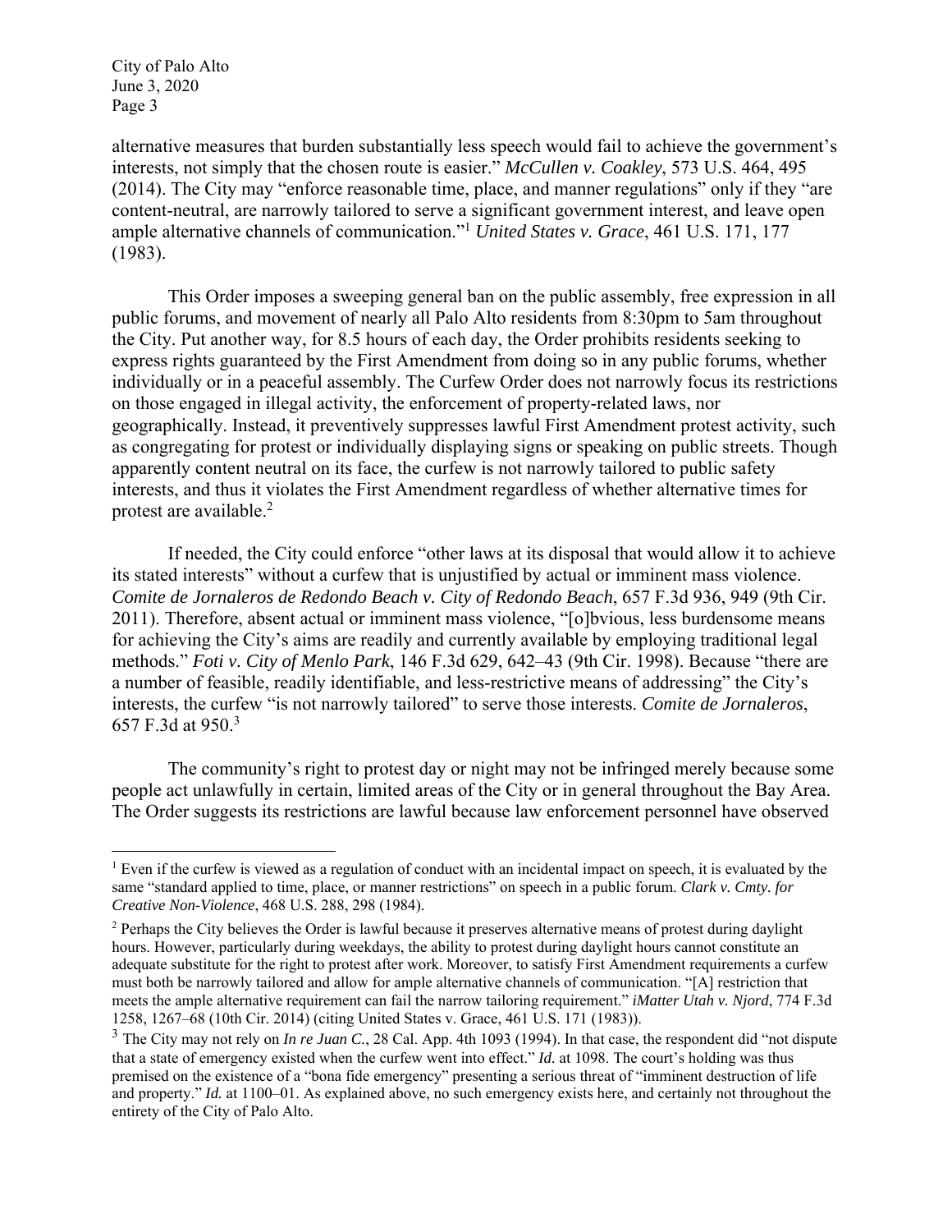alternative measures that burden substantially less speech would fail to achieve the government's interests, not simply that the chosen route is easier." *McCullen v. Coakley*, 573 U.S. 464, 495 (2014). The City may "enforce reasonable time, place, and manner regulations" only if they "are content-neutral, are narrowly tailored to serve a significant government interest, and leave open ample alternative channels of communication."[1] *United States v. Grace*, 461 U.S. 171, 177 (1983).

This Order imposes a sweeping general ban on the public assembly, free expression in all public forums, and movement of nearly all Palo Alto residents from 8:30pm to 5am throughout the City. Put another way, for 8.5 hours of each day, the Order prohibits residents seeking to express rights guaranteed by the First Amendment from doing so in any public forums, whether individually or in a peaceful assembly. The Curfew Order does not narrowly focus its restrictions on those engaged in illegal activity, the enforcement of property-related laws, nor geographically. Instead, it preventively suppresses lawful First Amendment protest activity, such as congregating for protest or individually displaying signs or speaking on public streets. Though apparently content neutral on its face, the curfew is not narrowly tailored to public safety interests, and thus it violates the First Amendment regardless of whether alternative times for protest are available.[2]

If needed, the City could enforce "other laws at its disposal that would allow it to achieve its stated interests" without a curfew that is unjustified by actual or imminent mass violence. *Comite de Jornaleros de Redondo Beach v. City of Redondo Beach*, 657 F.3d 936, 949 (9th Cir. 2011). Therefore, absent actual or imminent mass violence, "[o]bvious, less burdensome means for achieving the City's aims are readily and currently available by employing traditional legal methods." *Foti v. City of Menlo Park*, 146 F.3d 629, 642–43 (9th Cir. 1998). Because "there are a number of feasible, readily identifiable, and less-restrictive means of addressing" the City's interests, the curfew "is not narrowly tailored" to serve those interests. *Comite de Jornaleros*, 657 F.3d at 950.[3]

The community's right to protest day or night may not be infringed merely because some people act unlawfully in certain, limited areas of the City or in general throughout the Bay Area. The Order suggests its restrictions are lawful because law enforcement personnel have observed

---

[1] Even if the curfew is viewed as a regulation of conduct with an incidental impact on speech, it is evaluated by the same "standard applied to time, place, or manner restrictions" on speech in a public forum. *Clark v. Cmty. for Creative Non-Violence*, 468 U.S. 288, 298 (1984).

[2] Perhaps the City believes the Order is lawful because it preserves alternative means of protest during daylight hours. However, particularly during weekdays, the ability to protest during daylight hours cannot constitute an adequate substitute for the right to protest after work. Moreover, to satisfy First Amendment requirements a curfew must both be narrowly tailored and allow for ample alternative channels of communication. "[A] restriction that meets the ample alternative requirement can fail the narrow tailoring requirement." *iMatter Utah v. Njord*, 774 F.3d 1258, 1267–68 (10th Cir. 2014) (citing United States v. Grace, 461 U.S. 171 (1983)).

[3] The City may not rely on *In re Juan C.*, 28 Cal. App. 4th 1093 (1994). In that case, the respondent did "not dispute that a state of emergency existed when the curfew went into effect." *Id.* at 1098. The court's holding was thus premised on the existence of a "bona fide emergency" presenting a serious threat of "imminent destruction of life and property." *Id.* at 1100–01. As explained above, no such emergency exists here, and certainly not throughout the entirety of the City of Palo Alto.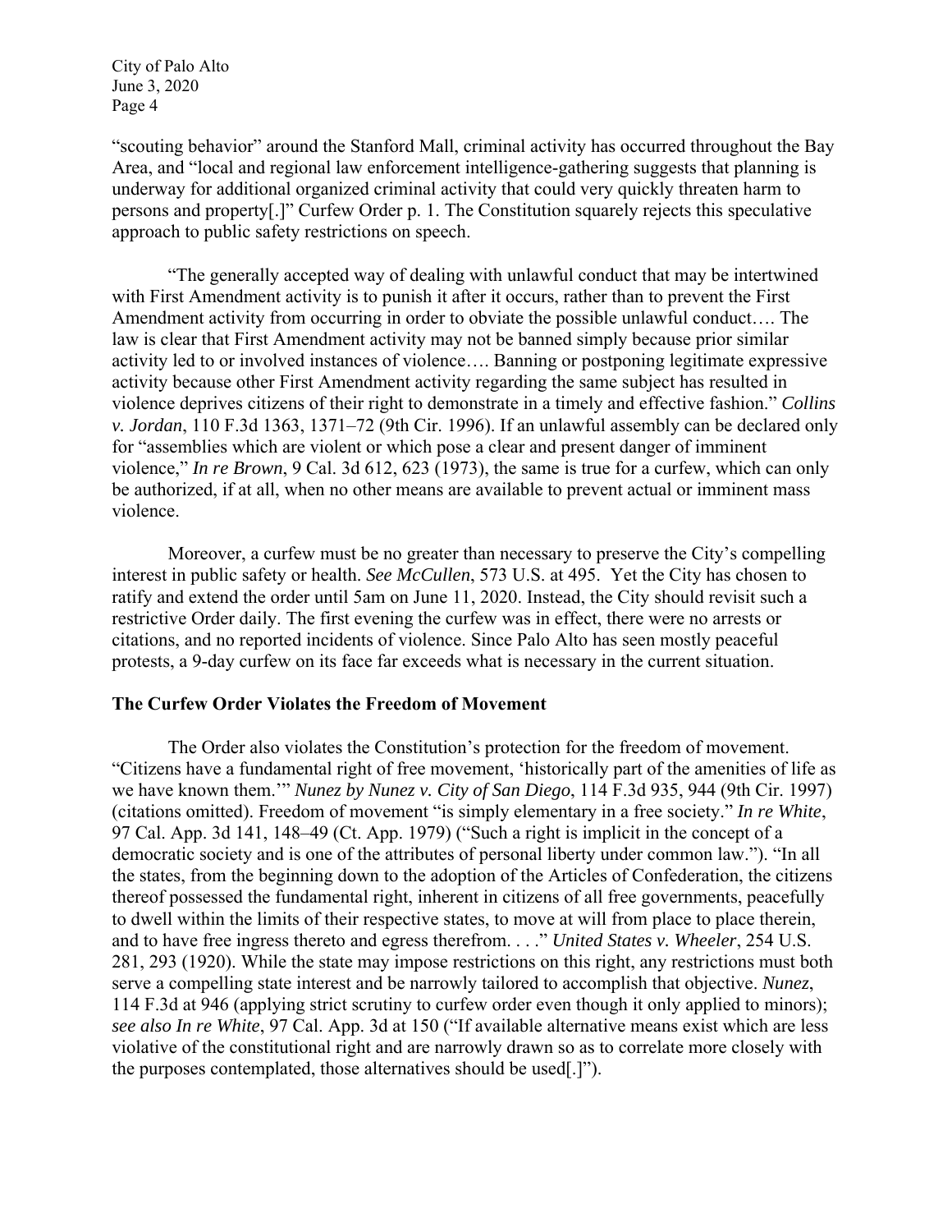"scouting behavior" around the Stanford Mall, criminal activity has occurred throughout the Bay Area, and "local and regional law enforcement intelligence-gathering suggests that planning is underway for additional organized criminal activity that could very quickly threaten harm to persons and property[.]" Curfew Order p. 1. The Constitution squarely rejects this speculative approach to public safety restrictions on speech.

"The generally accepted way of dealing with unlawful conduct that may be intertwined with First Amendment activity is to punish it after it occurs, rather than to prevent the First Amendment activity from occurring in order to obviate the possible unlawful conduct…. The law is clear that First Amendment activity may not be banned simply because prior similar activity led to or involved instances of violence…. Banning or postponing legitimate expressive activity because other First Amendment activity regarding the same subject has resulted in violence deprives citizens of their right to demonstrate in a timely and effective fashion." *Collins v. Jordan*, 110 F.3d 1363, 1371–72 (9th Cir. 1996). If an unlawful assembly can be declared only for "assemblies which are violent or which pose a clear and present danger of imminent violence," *In re Brown*, 9 Cal. 3d 612, 623 (1973), the same is true for a curfew, which can only be authorized, if at all, when no other means are available to prevent actual or imminent mass violence.

Moreover, a curfew must be no greater than necessary to preserve the City's compelling interest in public safety or health. *See McCullen*, 573 U.S. at 495. Yet the City has chosen to ratify and extend the order until 5am on June 11, 2020. Instead, the City should revisit such a restrictive Order daily. The first evening the curfew was in effect, there were no arrests or citations, and no reported incidents of violence. Since Palo Alto has seen mostly peaceful protests, a 9-day curfew on its face far exceeds what is necessary in the current situation.

**The Curfew Order Violates the Freedom of Movement**

The Order also violates the Constitution's protection for the freedom of movement. "Citizens have a fundamental right of free movement, 'historically part of the amenities of life as we have known them.'" *Nunez by Nunez v. City of San Diego*, 114 F.3d 935, 944 (9th Cir. 1997) (citations omitted). Freedom of movement "is simply elementary in a free society." *In re White*, 97 Cal. App. 3d 141, 148–49 (Ct. App. 1979) ("Such a right is implicit in the concept of a democratic society and is one of the attributes of personal liberty under common law."). "In all the states, from the beginning down to the adoption of the Articles of Confederation, the citizens thereof possessed the fundamental right, inherent in citizens of all free governments, peacefully to dwell within the limits of their respective states, to move at will from place to place therein, and to have free ingress thereto and egress therefrom. . . ." *United States v. Wheeler*, 254 U.S. 281, 293 (1920). While the state may impose restrictions on this right, any restrictions must both serve a compelling state interest and be narrowly tailored to accomplish that objective. *Nunez*, 114 F.3d at 946 (applying strict scrutiny to curfew order even though it only applied to minors); *see also In re White*, 97 Cal. App. 3d at 150 ("If available alternative means exist which are less violative of the constitutional right and are narrowly drawn so as to correlate more closely with the purposes contemplated, those alternatives should be used[.]").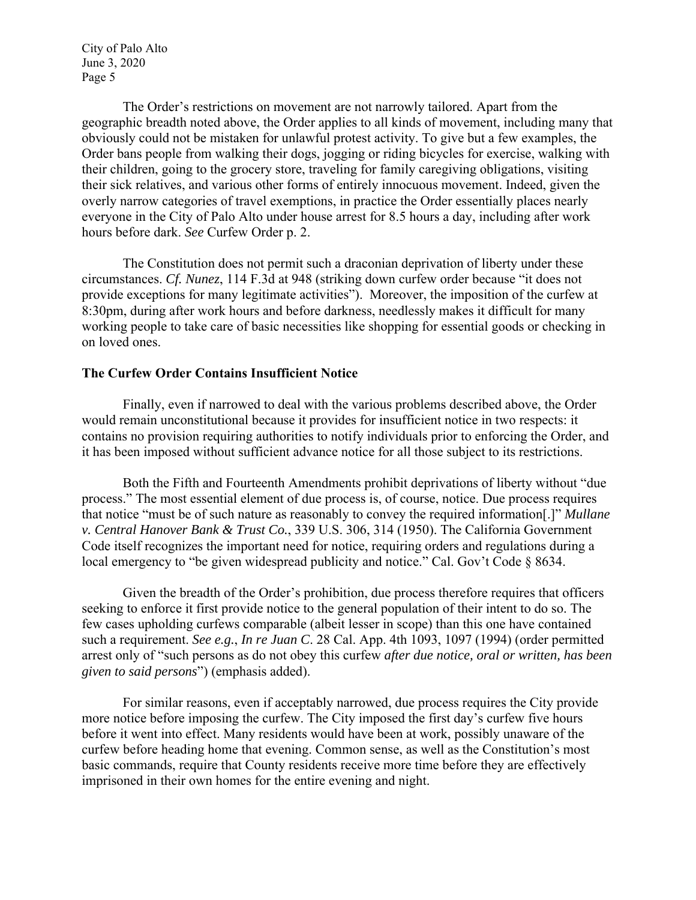The Order's restrictions on movement are not narrowly tailored. Apart from the geographic breadth noted above, the Order applies to all kinds of movement, including many that obviously could not be mistaken for unlawful protest activity. To give but a few examples, the Order bans people from walking their dogs, jogging or riding bicycles for exercise, walking with their children, going to the grocery store, traveling for family caregiving obligations, visiting their sick relatives, and various other forms of entirely innocuous movement. Indeed, given the overly narrow categories of travel exemptions, in practice the Order essentially places nearly everyone in the City of Palo Alto under house arrest for 8.5 hours a day, including after work hours before dark. *See* Curfew Order p. 2.

The Constitution does not permit such a draconian deprivation of liberty under these circumstances. *Cf. Nunez*, 114 F.3d at 948 (striking down curfew order because "it does not provide exceptions for many legitimate activities"). Moreover, the imposition of the curfew at 8:30pm, during after work hours and before darkness, needlessly makes it difficult for many working people to take care of basic necessities like shopping for essential goods or checking in on loved ones.

**The Curfew Order Contains Insufficient Notice**

Finally, even if narrowed to deal with the various problems described above, the Order would remain unconstitutional because it provides for insufficient notice in two respects: it contains no provision requiring authorities to notify individuals prior to enforcing the Order, and it has been imposed without sufficient advance notice for all those subject to its restrictions.

Both the Fifth and Fourteenth Amendments prohibit deprivations of liberty without "due process." The most essential element of due process is, of course, notice. Due process requires that notice "must be of such nature as reasonably to convey the required information[.]" *Mullane v. Central Hanover Bank & Trust Co.*, 339 U.S. 306, 314 (1950). The California Government Code itself recognizes the important need for notice, requiring orders and regulations during a local emergency to "be given widespread publicity and notice." Cal. Gov't Code § 8634.

Given the breadth of the Order's prohibition, due process therefore requires that officers seeking to enforce it first provide notice to the general population of their intent to do so. The few cases upholding curfews comparable (albeit lesser in scope) than this one have contained such a requirement. *See e.g.*, *In re Juan C*. 28 Cal. App. 4th 1093, 1097 (1994) (order permitted arrest only of "such persons as do not obey this curfew *after due notice, oral or written, has been given to said persons*") (emphasis added).

For similar reasons, even if acceptably narrowed, due process requires the City provide more notice before imposing the curfew. The City imposed the first day's curfew five hours before it went into effect. Many residents would have been at work, possibly unaware of the curfew before heading home that evening. Common sense, as well as the Constitution's most basic commands, require that County residents receive more time before they are effectively imprisoned in their own homes for the entire evening and night.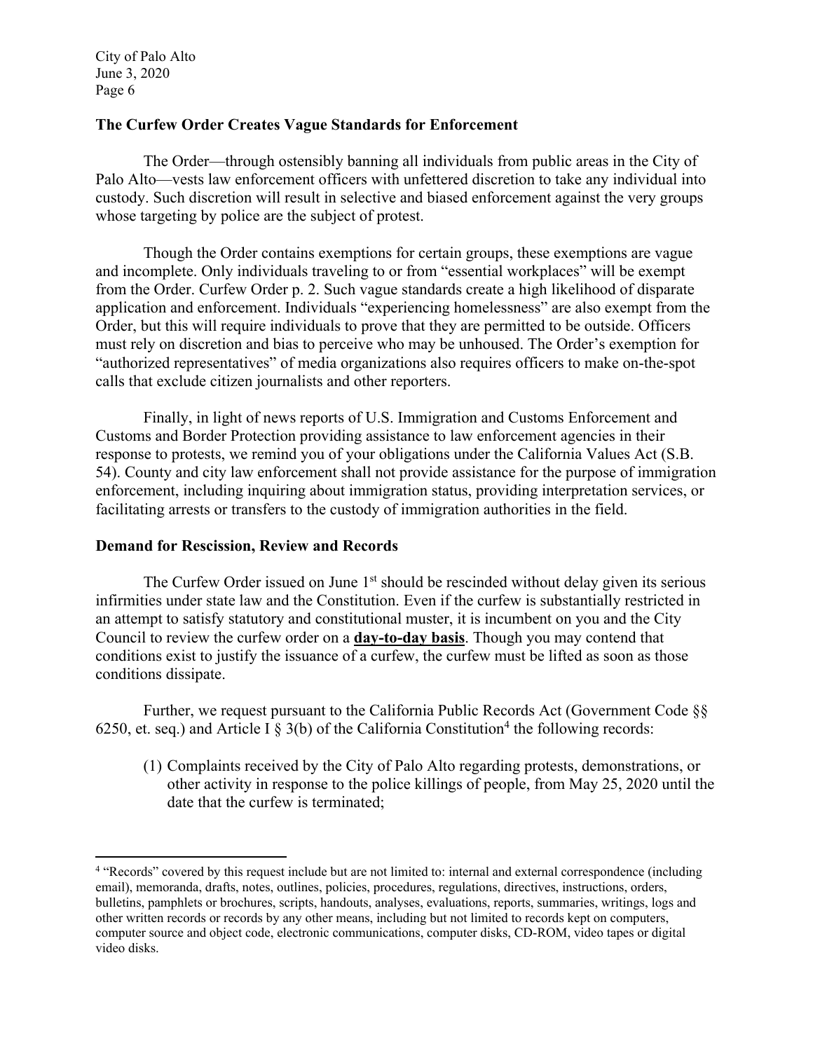**The Curfew Order Creates Vague Standards for Enforcement**

The Order—through ostensibly banning all individuals from public areas in the City of Palo Alto—vests law enforcement officers with unfettered discretion to take any individual into custody. Such discretion will result in selective and biased enforcement against the very groups whose targeting by police are the subject of protest.

Though the Order contains exemptions for certain groups, these exemptions are vague and incomplete. Only individuals traveling to or from "essential workplaces" will be exempt from the Order. Curfew Order p. 2. Such vague standards create a high likelihood of disparate application and enforcement. Individuals "experiencing homelessness" are also exempt from the Order, but this will require individuals to prove that they are permitted to be outside. Officers must rely on discretion and bias to perceive who may be unhoused. The Order's exemption for "authorized representatives" of media organizations also requires officers to make on-the-spot calls that exclude citizen journalists and other reporters.

Finally, in light of news reports of U.S. Immigration and Customs Enforcement and Customs and Border Protection providing assistance to law enforcement agencies in their response to protests, we remind you of your obligations under the California Values Act (S.B. 54). County and city law enforcement shall not provide assistance for the purpose of immigration enforcement, including inquiring about immigration status, providing interpretation services, or facilitating arrests or transfers to the custody of immigration authorities in the field.

**Demand for Rescission, Review and Records**

The Curfew Order issued on June 1st should be rescinded without delay given its serious infirmities under state law and the Constitution. Even if the curfew is substantially restricted in an attempt to satisfy statutory and constitutional muster, it is incumbent on you and the City Council to review the curfew order on a **day-to-day basis**. Though you may contend that conditions exist to justify the issuance of a curfew, the curfew must be lifted as soon as those conditions dissipate.

Further, we request pursuant to the California Public Records Act (Government Code §§ 6250, et. seq.) and Article I § 3(b) of the California Constitution[4] the following records:

(1) Complaints received by the City of Palo Alto regarding protests, demonstrations, or other activity in response to the police killings of people, from May 25, 2020 until the date that the curfew is terminated;

[4] "Records" covered by this request include but are not limited to: internal and external correspondence (including email), memoranda, drafts, notes, outlines, policies, procedures, regulations, directives, instructions, orders, bulletins, pamphlets or brochures, scripts, handouts, analyses, evaluations, reports, summaries, writings, logs and other written records or records by any other means, including but not limited to records kept on computers, computer source and object code, electronic communications, computer disks, CD-ROM, video tapes or digital video disks.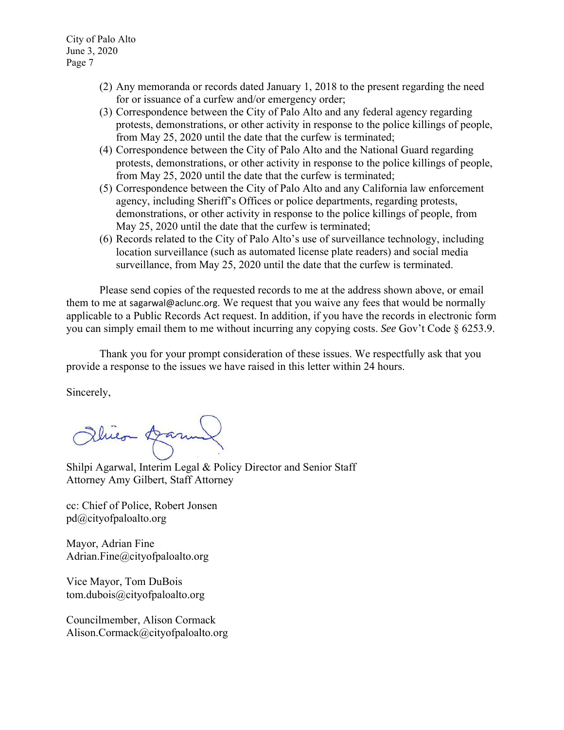(2) Any memoranda or records dated January 1, 2018 to the present regarding the need for or issuance of a curfew and/or emergency order;

(3) Correspondence between the City of Palo Alto and any federal agency regarding protests, demonstrations, or other activity in response to the police killings of people, from May 25, 2020 until the date that the curfew is terminated;

(4) Correspondence between the City of Palo Alto and the National Guard regarding protests, demonstrations, or other activity in response to the police killings of people, from May 25, 2020 until the date that the curfew is terminated;

(5) Correspondence between the City of Palo Alto and any California law enforcement agency, including Sheriff's Offices or police departments, regarding protests, demonstrations, or other activity in response to the police killings of people, from May 25, 2020 until the date that the curfew is terminated;

(6) Records related to the City of Palo Alto's use of surveillance technology, including location surveillance (such as automated license plate readers) and social media surveillance, from May 25, 2020 until the date that the curfew is terminated.

Please send copies of the requested records to me at the address shown above, or email them to me at sagarwal@aclunc.org. We request that you waive any fees that would be normally applicable to a Public Records Act request. In addition, if you have the records in electronic form you can simply email them to me without incurring any copying costs. *See* Gov't Code § 6253.9.

Thank you for your prompt consideration of these issues. We respectfully ask that you provide a response to the issues we have raised in this letter within 24 hours.

Sincerely,

Shilpi Agarwal, Interim Legal & Policy Director and Senior Staff Attorney Amy Gilbert, Staff Attorney

cc: Chief of Police, Robert Jonsen
pd@cityofpaloalto.org

Mayor, Adrian Fine
Adrian.Fine@cityofpaloalto.org

Vice Mayor, Tom DuBois
tom.dubois@cityofpaloalto.org

Councilmember, Alison Cormack
Alison.Cormack@cityofpaloalto.org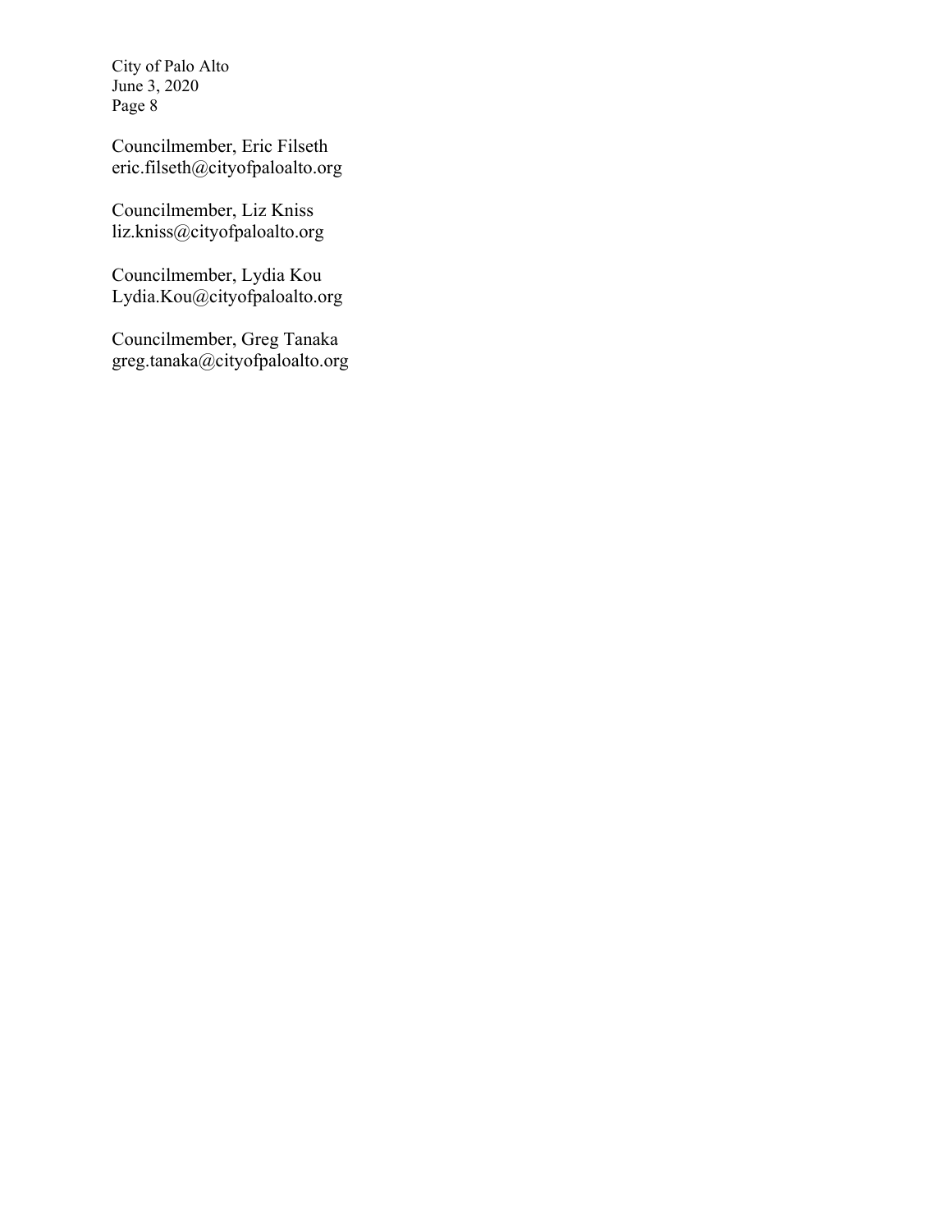Councilmember, Eric Filseth
eric.filseth@cityofpaloalto.org

Councilmember, Liz Kniss
liz.kniss@cityofpaloalto.org

Councilmember, Lydia Kou
Lydia.Kou@cityofpaloalto.org

Councilmember, Greg Tanaka
greg.tanaka@cityofpaloalto.org